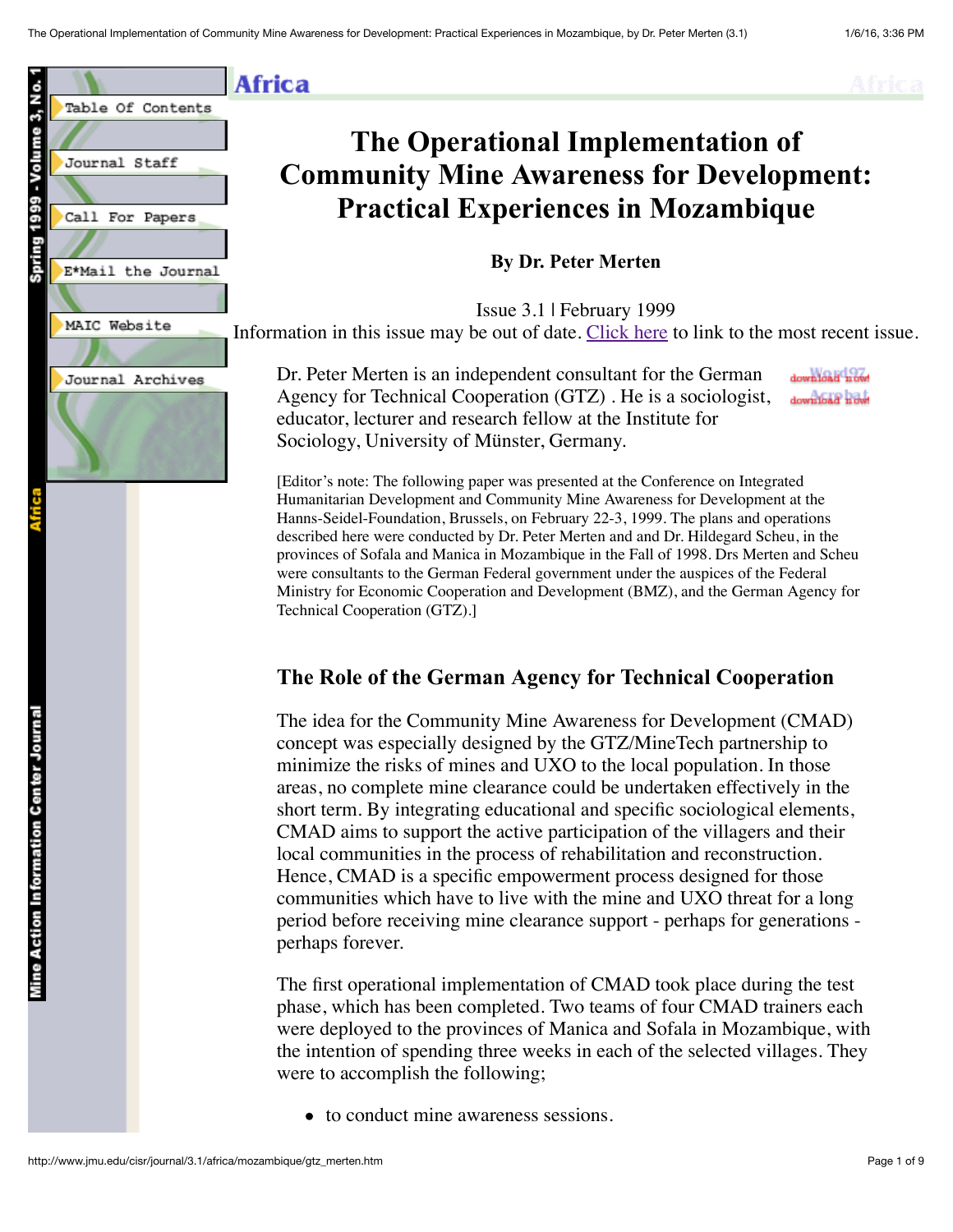# The Operational Implementation of Community Mine Awareness for Development: Practical Experiences in Mozambique

**By Dr. Peter Merten**

Issue 3.1 | February 1999

Information in this issue may be out of date. Click here to link to the most recent issue.

Dr. Peter Merten is an independent consultant for the German Agency for Technical Cooperation (GTZ) . He is a sociologist, educator, lecturer and research fellow at the Institute for Sociology, University of Münster, Germany.

[Editor's note: The following paper was presented at the Conference on Integrated Humanitarian Development and Community Mine Awareness for Development at the Hanns-Seidel-Foundation, Brussels, on February 22-3, 1999. The plans and operations described here were conducted by Dr. Peter Merten and and Dr. Hildegard Scheu, in the provinces of Sofala and Manica in Mozambique in the Fall of 1998. Drs Merten and Scheu were consultants to the German Federal government under the auspices of the Federal Ministry for Economic Cooperation and Development (BMZ), and the German Agency for Technical Cooperation (GTZ).]

## The Role of the German Agency for Technical Cooperation

The idea for the Community Mine Awareness for Development (CMAD) concept was especially designed by the GTZ/MineTech partnership to minimize the risks of mines and UXO to the local population. In those areas, no complete mine clearance could be undertaken effectively in the short term. By integrating educational and specific sociological elements, CMAD aims to support the active participation of the villagers and their local communities in the process of rehabilitation and reconstruction. Hence, CMAD is a specific empowerment process designed for those communities which have to live with the mine and UXO threat for a long period before receiving mine clearance support - perhaps for generations - perhaps forever.

The first operational implementation of CMAD took place during the test phase, which has been completed. Two teams of four CMAD trainers each were deployed to the provinces of Manica and Sofala in Mozambique, with the intention of spending three weeks in each of the selected villages. They were to accomplish the following;

- to conduct mine awareness sessions.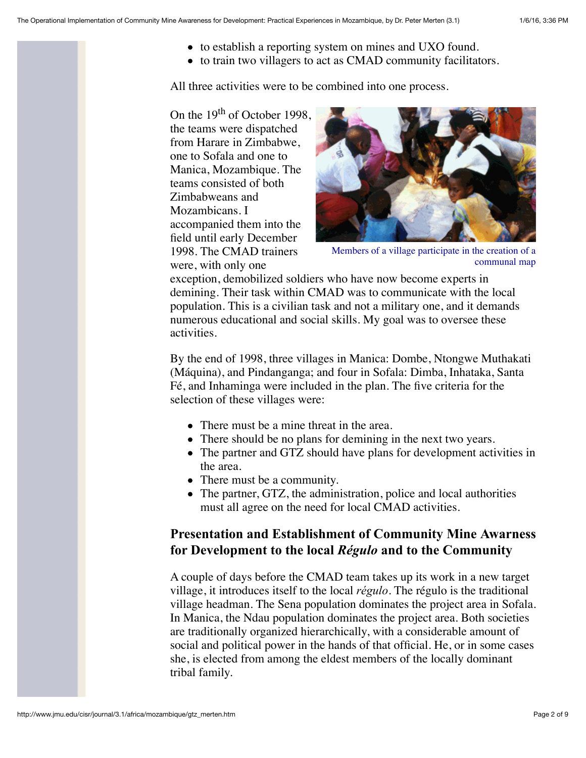- to establish a reporting system on mines and UXO found.
- to train two villagers to act as CMAD community facilitators.

All three activities were to be combined into one process.

On the 19th of October 1998, the teams were dispatched from Harare in Zimbabwe, one to Sofala and one to Manica, Mozambique. The teams consisted of both Zimbabweans and Mozambicans. I accompanied them into the field until early December 1998. The CMAD trainers were, with only one exception, demobilized soldiers who have now become experts in demining. Their task within CMAD was to communicate with the local population. This is a civilian task and not a military one, and it demands numerous educational and social skills. My goal was to oversee these activities.

Members of a village participate in the creation of a communal map

By the end of 1998, three villages in Manica: Dombe, Ntongwe Muthakati (Máquina), and Pindanganga; and four in Sofala: Dimba, Inhataka, Santa Fé, and Inhaminga were included in the plan. The five criteria for the selection of these villages were:

- There must be a mine threat in the area.
- There should be no plans for demining in the next two years.
- The partner and GTZ should have plans for development activities in the area.
- There must be a community.
- The partner, GTZ, the administration, police and local authorities must all agree on the need for local CMAD activities.

### Presentation and Establishment of Community Mine Awarness for Development to the local *Régulo* and to the Community

A couple of days before the CMAD team takes up its work in a new target village, it introduces itself to the local *régulo*. The régulo is the traditional village headman. The Sena population dominates the project area in Sofala. In Manica, the Ndau population dominates the project area. Both societies are traditionally organized hierarchically, with a considerable amount of social and political power in the hands of that official. He, or in some cases she, is elected from among the eldest members of the locally dominant tribal family.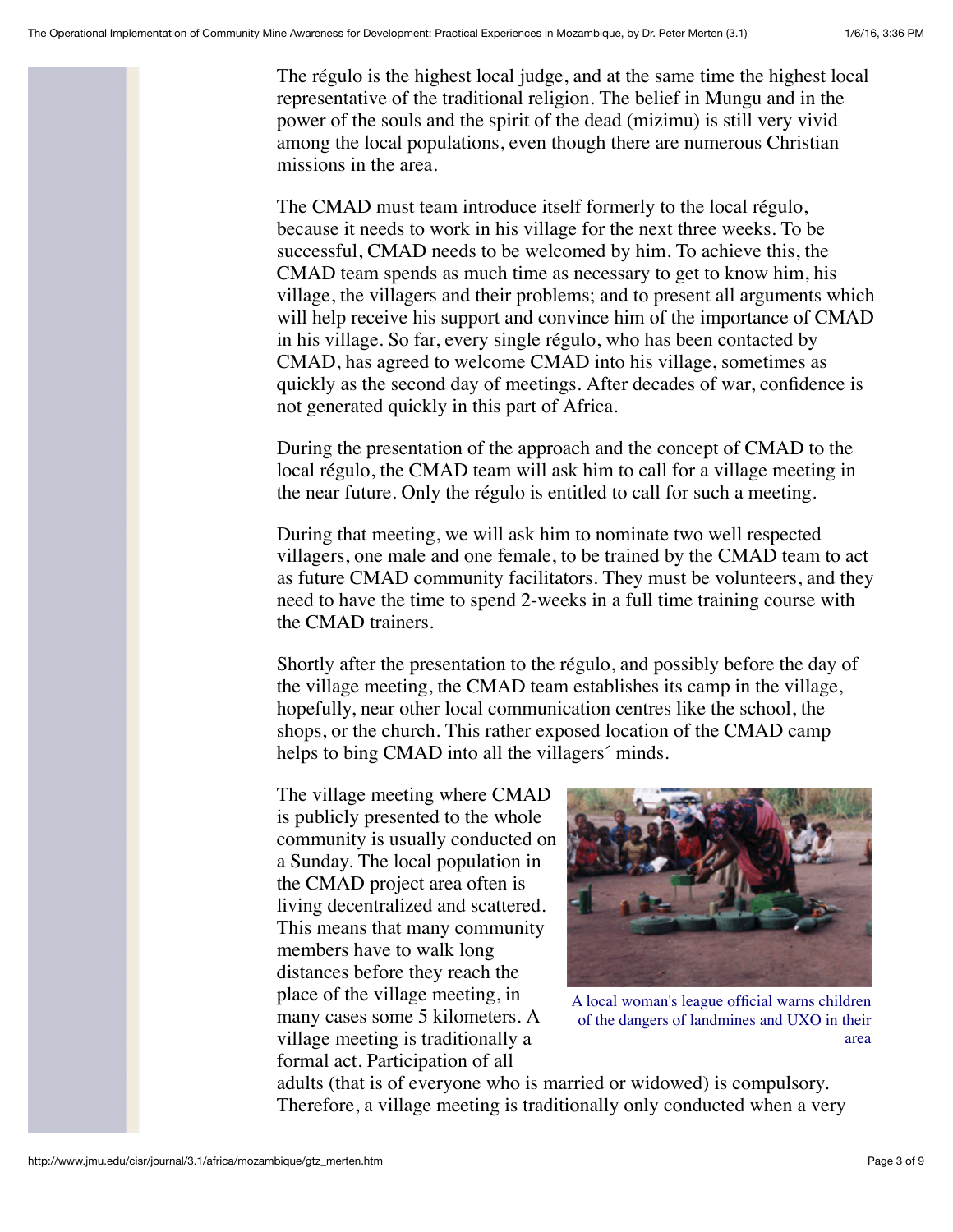The régulo is the highest local judge, and at the same time the highest local representative of the traditional religion. The belief in Mungu and in the power of the souls and the spirit of the dead (mizimu) is still very vivid among the local populations, even though there are numerous Christian missions in the area.

The CMAD must team introduce itself formerly to the local régulo, because it needs to work in his village for the next three weeks. To be successful, CMAD needs to be welcomed by him. To achieve this, the CMAD team spends as much time as necessary to get to know him, his village, the villagers and their problems; and to present all arguments which will help receive his support and convince him of the importance of CMAD in his village. So far, every single régulo, who has been contacted by CMAD, has agreed to welcome CMAD into his village, sometimes as quickly as the second day of meetings. After decades of war, confidence is not generated quickly in this part of Africa.

During the presentation of the approach and the concept of CMAD to the local régulo, the CMAD team will ask him to call for a village meeting in the near future. Only the régulo is entitled to call for such a meeting.

During that meeting, we will ask him to nominate two well respected villagers, one male and one female, to be trained by the CMAD team to act as future CMAD community facilitators. They must be volunteers, and they need to have the time to spend 2-weeks in a full time training course with the CMAD trainers.

Shortly after the presentation to the régulo, and possibly before the day of the village meeting, the CMAD team establishes its camp in the village, hopefully, near other local communication centres like the school, the shops, or the church. This rather exposed location of the CMAD camp helps to bing CMAD into all the villagers´ minds.

The village meeting where CMAD is publicly presented to the whole community is usually conducted on a Sunday. The local population in the CMAD project area often is living decentralized and scattered. This means that many community members have to walk long distances before they reach the place of the village meeting, in many cases some 5 kilometers. A village meeting is traditionally a formal act. Participation of all adults (that is of everyone who is married or widowed) is compulsory. Therefore, a village meeting is traditionally only conducted when a very

A local woman's league official warns children of the dangers of landmines and UXO in their area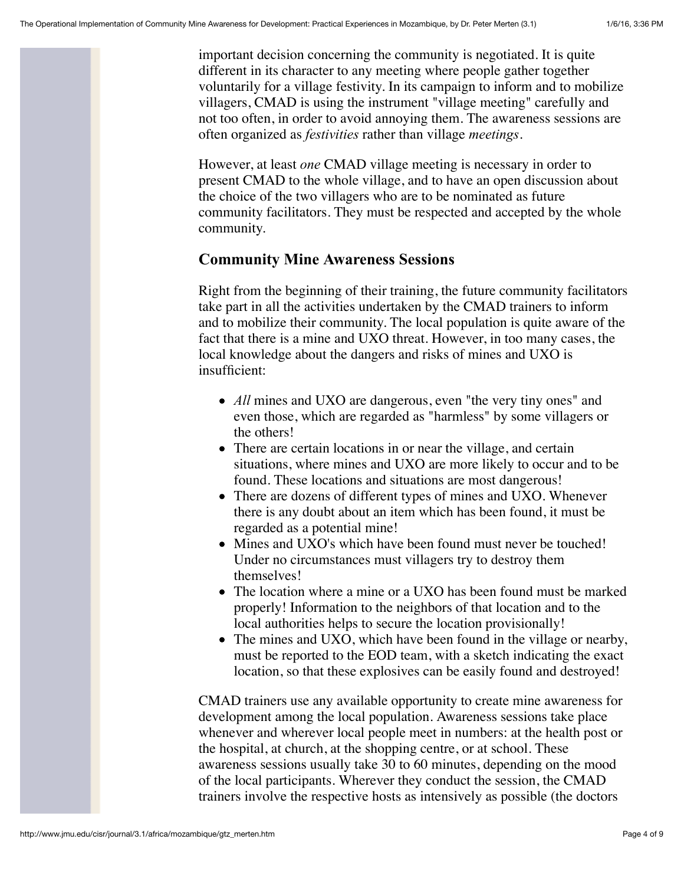important decision concerning the community is negotiated. It is quite different in its character to any meeting where people gather together voluntarily for a village festivity. In its campaign to inform and to mobilize villagers, CMAD is using the instrument "village meeting" carefully and not too often, in order to avoid annoying them. The awareness sessions are often organized as *festivities* rather than village *meetings*.

However, at least *one* CMAD village meeting is necessary in order to present CMAD to the whole village, and to have an open discussion about the choice of the two villagers who are to be nominated as future community facilitators. They must be respected and accepted by the whole community.

## Community Mine Awareness Sessions

Right from the beginning of their training, the future community facilitators take part in all the activities undertaken by the CMAD trainers to inform and to mobilize their community. The local population is quite aware of the fact that there is a mine and UXO threat. However, in too many cases, the local knowledge about the dangers and risks of mines and UXO is insufficient:

- *All* mines and UXO are dangerous, even "the very tiny ones" and even those, which are regarded as "harmless" by some villagers or the others!
- There are certain locations in or near the village, and certain situations, where mines and UXO are more likely to occur and to be found. These locations and situations are most dangerous!
- There are dozens of different types of mines and UXO. Whenever there is any doubt about an item which has been found, it must be regarded as a potential mine!
- Mines and UXO's which have been found must never be touched! Under no circumstances must villagers try to destroy them themselves!
- The location where a mine or a UXO has been found must be marked properly! Information to the neighbors of that location and to the local authorities helps to secure the location provisionally!
- The mines and UXO, which have been found in the village or nearby, must be reported to the EOD team, with a sketch indicating the exact location, so that these explosives can be easily found and destroyed!

CMAD trainers use any available opportunity to create mine awareness for development among the local population. Awareness sessions take place whenever and wherever local people meet in numbers: at the health post or the hospital, at church, at the shopping centre, or at school. These awareness sessions usually take 30 to 60 minutes, depending on the mood of the local participants. Wherever they conduct the session, the CMAD trainers involve the respective hosts as intensively as possible (the doctors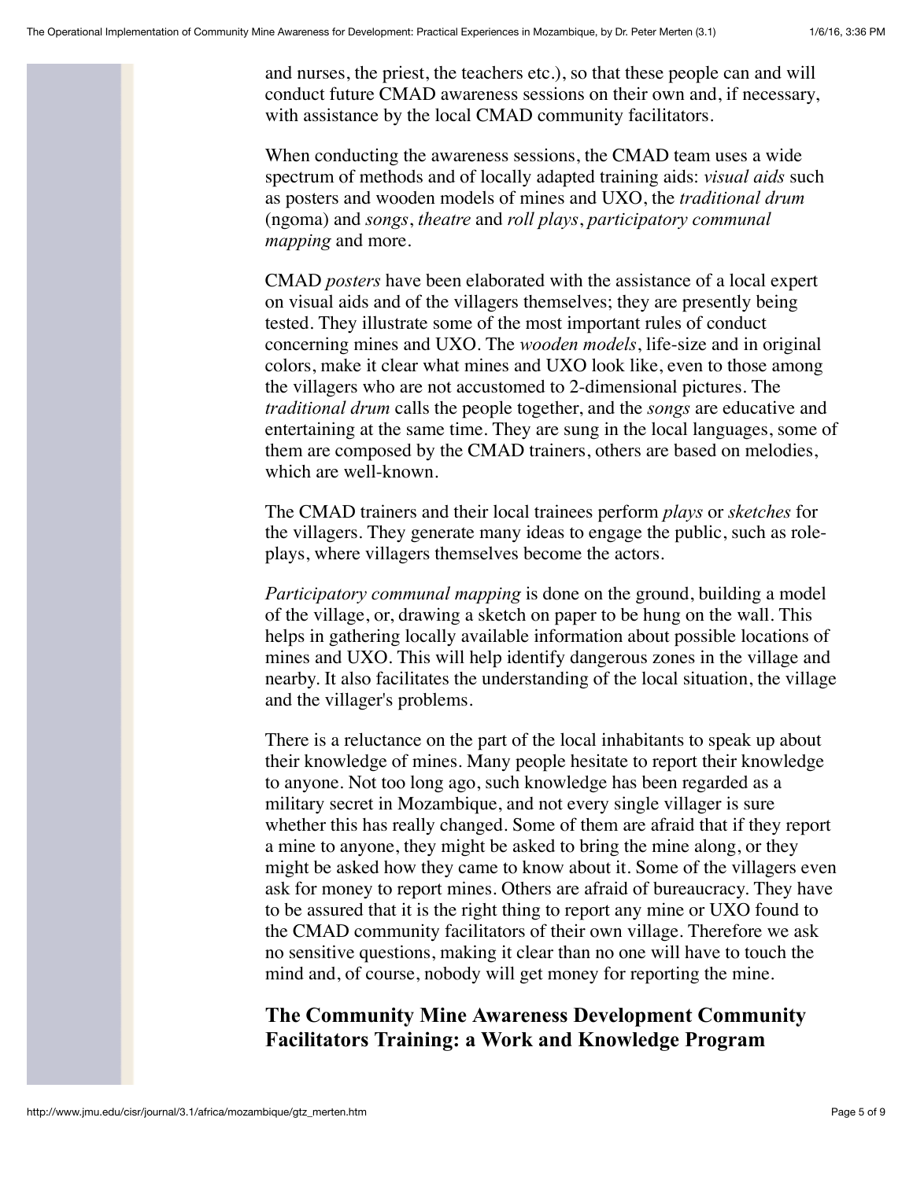and nurses, the priest, the teachers etc.), so that these people can and will conduct future CMAD awareness sessions on their own and, if necessary, with assistance by the local CMAD community facilitators.

When conducting the awareness sessions, the CMAD team uses a wide spectrum of methods and of locally adapted training aids: *visual aids* such as posters and wooden models of mines and UXO, the *traditional drum* (ngoma) and *songs*, *theatre* and *roll plays*, *participatory communal mapping* and more.

CMAD *posters* have been elaborated with the assistance of a local expert on visual aids and of the villagers themselves; they are presently being tested. They illustrate some of the most important rules of conduct concerning mines and UXO. The *wooden models*, life-size and in original colors, make it clear what mines and UXO look like, even to those among the villagers who are not accustomed to 2-dimensional pictures. The *traditional drum* calls the people together, and the *songs* are educative and entertaining at the same time. They are sung in the local languages, some of them are composed by the CMAD trainers, others are based on melodies, which are well-known.

The CMAD trainers and their local trainees perform *plays* or *sketches* for the villagers. They generate many ideas to engage the public, such as role-plays, where villagers themselves become the actors.

*Participatory communal mapping* is done on the ground, building a model of the village, or, drawing a sketch on paper to be hung on the wall. This helps in gathering locally available information about possible locations of mines and UXO. This will help identify dangerous zones in the village and nearby. It also facilitates the understanding of the local situation, the village and the villager's problems.

There is a reluctance on the part of the local inhabitants to speak up about their knowledge of mines. Many people hesitate to report their knowledge to anyone. Not too long ago, such knowledge has been regarded as a military secret in Mozambique, and not every single villager is sure whether this has really changed. Some of them are afraid that if they report a mine to anyone, they might be asked to bring the mine along, or they might be asked how they came to know about it. Some of the villagers even ask for money to report mines. Others are afraid of bureaucracy. They have to be assured that it is the right thing to report any mine or UXO found to the CMAD community facilitators of their own village. Therefore we ask no sensitive questions, making it clear than no one will have to touch the mind and, of course, nobody will get money for reporting the mine.

## The Community Mine Awareness Development Community Facilitators Training: a Work and Knowledge Program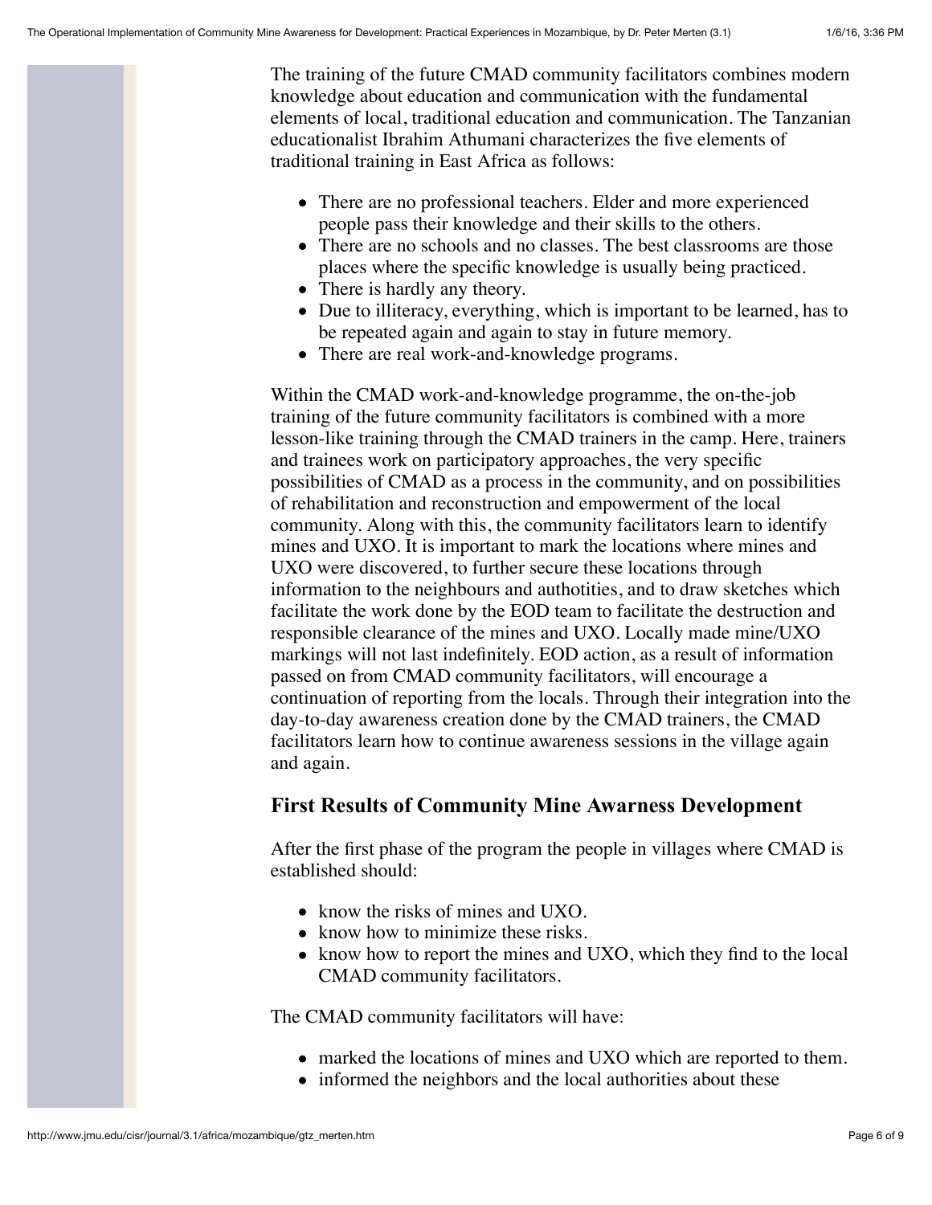The training of the future CMAD community facilitators combines modern knowledge about education and communication with the fundamental elements of local, traditional education and communication. The Tanzanian educationalist Ibrahim Athumani characterizes the five elements of traditional training in East Africa as follows:

- There are no professional teachers. Elder and more experienced people pass their knowledge and their skills to the others.
- There are no schools and no classes. The best classrooms are those places where the specific knowledge is usually being practiced.
- There is hardly any theory.
- Due to illiteracy, everything, which is important to be learned, has to be repeated again and again to stay in future memory.
- There are real work-and-knowledge programs.

Within the CMAD work-and-knowledge programme, the on-the-job training of the future community facilitators is combined with a more lesson-like training through the CMAD trainers in the camp. Here, trainers and trainees work on participatory approaches, the very specific possibilities of CMAD as a process in the community, and on possibilities of rehabilitation and reconstruction and empowerment of the local community. Along with this, the community facilitators learn to identify mines and UXO. It is important to mark the locations where mines and UXO were discovered, to further secure these locations through information to the neighbours and authotities, and to draw sketches which facilitate the work done by the EOD team to facilitate the destruction and responsible clearance of the mines and UXO. Locally made mine/UXO markings will not last indefinitely. EOD action, as a result of information passed on from CMAD community facilitators, will encourage a continuation of reporting from the locals. Through their integration into the day-to-day awareness creation done by the CMAD trainers, the CMAD facilitators learn how to continue awareness sessions in the village again and again.

### First Results of Community Mine Awarness Development

After the first phase of the program the people in villages where CMAD is established should:

- know the risks of mines and UXO.
- know how to minimize these risks.
- know how to report the mines and UXO, which they find to the local CMAD community facilitators.

The CMAD community facilitators will have:

- marked the locations of mines and UXO which are reported to them.
- informed the neighbors and the local authorities about these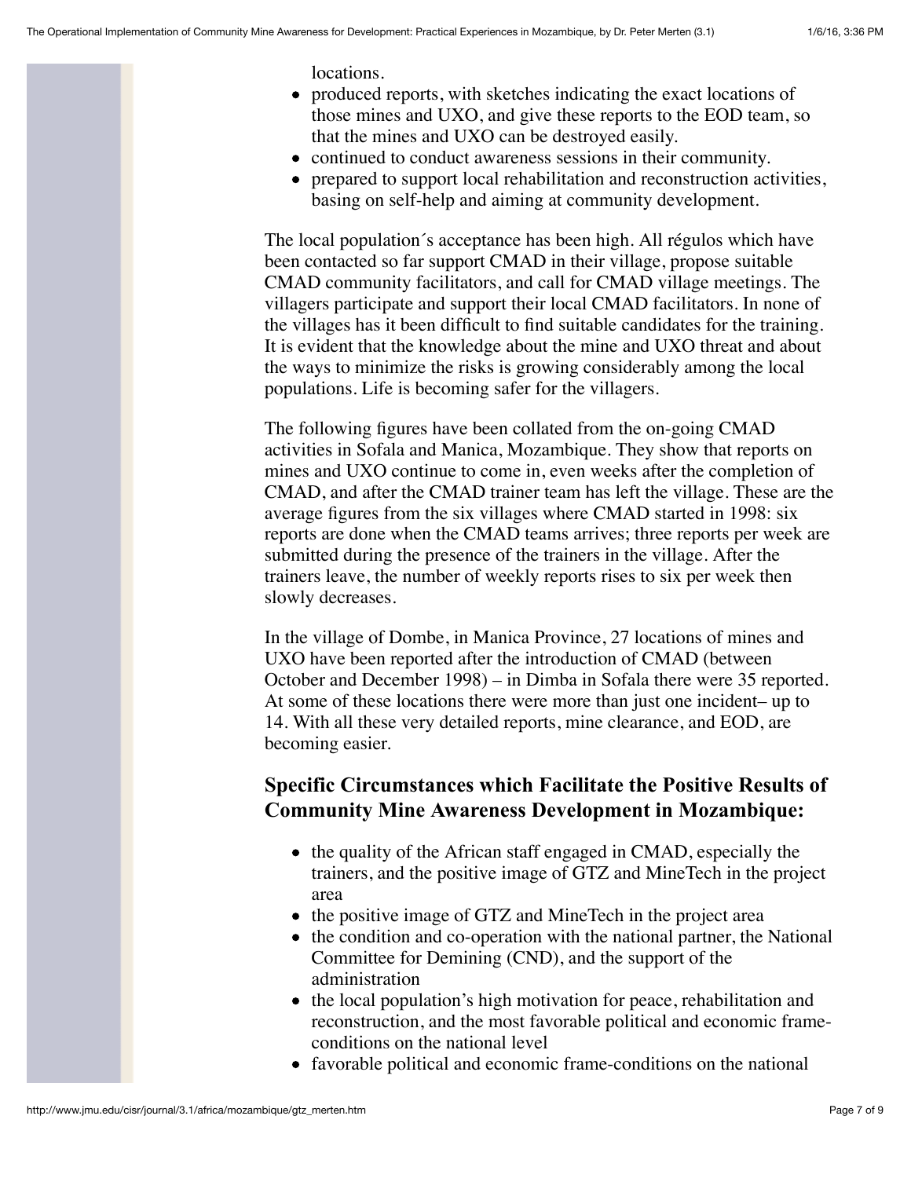locations.

- produced reports, with sketches indicating the exact locations of those mines and UXO, and give these reports to the EOD team, so that the mines and UXO can be destroyed easily.
- continued to conduct awareness sessions in their community.
- prepared to support local rehabilitation and reconstruction activities, basing on self-help and aiming at community development.

The local population´s acceptance has been high. All régulos which have been contacted so far support CMAD in their village, propose suitable CMAD community facilitators, and call for CMAD village meetings. The villagers participate and support their local CMAD facilitators. In none of the villages has it been difficult to find suitable candidates for the training. It is evident that the knowledge about the mine and UXO threat and about the ways to minimize the risks is growing considerably among the local populations. Life is becoming safer for the villagers.

The following figures have been collated from the on-going CMAD activities in Sofala and Manica, Mozambique. They show that reports on mines and UXO continue to come in, even weeks after the completion of CMAD, and after the CMAD trainer team has left the village. These are the average figures from the six villages where CMAD started in 1998: six reports are done when the CMAD teams arrives; three reports per week are submitted during the presence of the trainers in the village. After the trainers leave, the number of weekly reports rises to six per week then slowly decreases.

In the village of Dombe, in Manica Province, 27 locations of mines and UXO have been reported after the introduction of CMAD (between October and December 1998) – in Dimba in Sofala there were 35 reported. At some of these locations there were more than just one incident– up to 14. With all these very detailed reports, mine clearance, and EOD, are becoming easier.

### Specific Circumstances which Facilitate the Positive Results of Community Mine Awareness Development in Mozambique:

- the quality of the African staff engaged in CMAD, especially the trainers, and the positive image of GTZ and MineTech in the project area
- the positive image of GTZ and MineTech in the project area
- the condition and co-operation with the national partner, the National Committee for Demining (CND), and the support of the administration
- the local population's high motivation for peace, rehabilitation and reconstruction, and the most favorable political and economic frame-conditions on the national level
- favorable political and economic frame-conditions on the national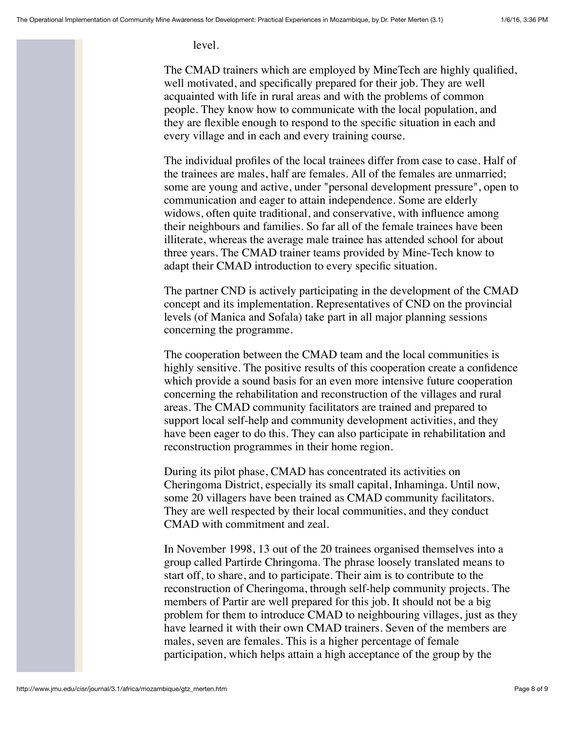level.

The CMAD trainers which are employed by MineTech are highly qualified, well motivated, and specifically prepared for their job. They are well acquainted with life in rural areas and with the problems of common people. They know how to communicate with the local population, and they are flexible enough to respond to the specific situation in each and every village and in each and every training course.

The individual profiles of the local trainees differ from case to case. Half of the trainees are males, half are females. All of the females are unmarried; some are young and active, under "personal development pressure", open to communication and eager to attain independence. Some are elderly widows, often quite traditional, and conservative, with influence among their neighbours and families. So far all of the female trainees have been illiterate, whereas the average male trainee has attended school for about three years. The CMAD trainer teams provided by Mine-Tech know to adapt their CMAD introduction to every specific situation.

The partner CND is actively participating in the development of the CMAD concept and its implementation. Representatives of CND on the provincial levels (of Manica and Sofala) take part in all major planning sessions concerning the programme.

The cooperation between the CMAD team and the local communities is highly sensitive. The positive results of this cooperation create a confidence which provide a sound basis for an even more intensive future cooperation concerning the rehabilitation and reconstruction of the villages and rural areas. The CMAD community facilitators are trained and prepared to support local self-help and community development activities, and they have been eager to do this. They can also participate in rehabilitation and reconstruction programmes in their home region.

During its pilot phase, CMAD has concentrated its activities on Cheringoma District, especially its small capital, Inhaminga. Until now, some 20 villagers have been trained as CMAD community facilitators. They are well respected by their local communities, and they conduct CMAD with commitment and zeal.

In November 1998, 13 out of the 20 trainees organised themselves into a group called Partirde Chringoma. The phrase loosely translated means to start off, to share, and to participate. Their aim is to contribute to the reconstruction of Cheringoma, through self-help community projects. The members of Partir are well prepared for this job. It should not be a big problem for them to introduce CMAD to neighbouring villages, just as they have learned it with their own CMAD trainers. Seven of the members are males, seven are females. This is a higher percentage of female participation, which helps attain a high acceptance of the group by the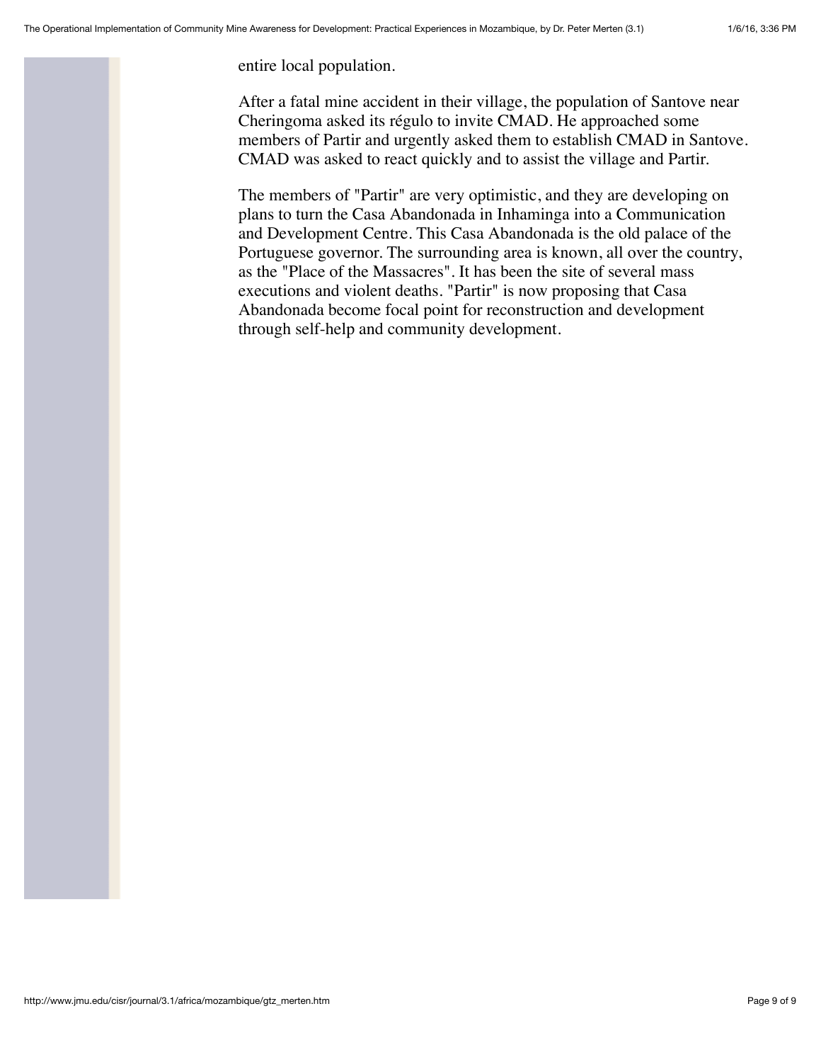entire local population.

After a fatal mine accident in their village, the population of Santove near Cheringoma asked its régulo to invite CMAD. He approached some members of Partir and urgently asked them to establish CMAD in Santove. CMAD was asked to react quickly and to assist the village and Partir.

The members of "Partir" are very optimistic, and they are developing on plans to turn the Casa Abandonada in Inhaminga into a Communication and Development Centre. This Casa Abandonada is the old palace of the Portuguese governor. The surrounding area is known, all over the country, as the "Place of the Massacres". It has been the site of several mass executions and violent deaths. "Partir" is now proposing that Casa Abandonada become focal point for reconstruction and development through self-help and community development.